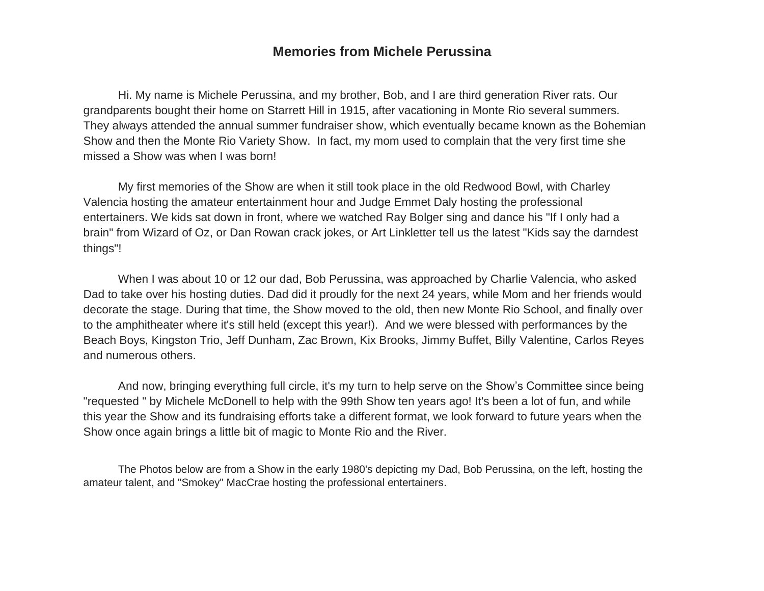# Memories from Michele Perussina

Hi. My name is Michele Perussina, and my brother, Bob, and I are third generation River rats. Our grandparents bought their home on Starrett Hill in 1915, after vacationing in Monte Rio several summers. They always attended the annual summer fundraiser show, which eventually became known as the Bohemian Show and then the Monte Rio Variety Show.  In fact, my mom used to complain that the very first time she missed a Show was when I was born!

My first memories of the Show are when it still took place in the old Redwood Bowl, with Charley Valencia hosting the amateur entertainment hour and Judge Emmet Daly hosting the professional entertainers. We kids sat down in front, where we watched Ray Bolger sing and dance his "If I only had a brain" from Wizard of Oz, or Dan Rowan crack jokes, or Art Linkletter tell us the latest "Kids say the darndest things"!

When I was about 10 or 12 our dad, Bob Perussina, was approached by Charlie Valencia, who asked Dad to take over his hosting duties. Dad did it proudly for the next 24 years, while Mom and her friends would decorate the stage. During that time, the Show moved to the old, then new Monte Rio School, and finally over to the amphitheater where it's still held (except this year!).  And we were blessed with performances by the Beach Boys, Kingston Trio, Jeff Dunham, Zac Brown, Kix Brooks, Jimmy Buffet, Billy Valentine, Carlos Reyes and numerous others.

And now, bringing everything full circle, it's my turn to help serve on the Show's Committee since being "requested " by Michele McDonell to help with the 99th Show ten years ago! It's been a lot of fun, and while this year the Show and its fundraising efforts take a different format, we look forward to future years when the Show once again brings a little bit of magic to Monte Rio and the River.

The Photos below are from a Show in the early 1980's depicting my Dad, Bob Perussina, on the left, hosting the amateur talent, and "Smokey" MacCrae hosting the professional entertainers.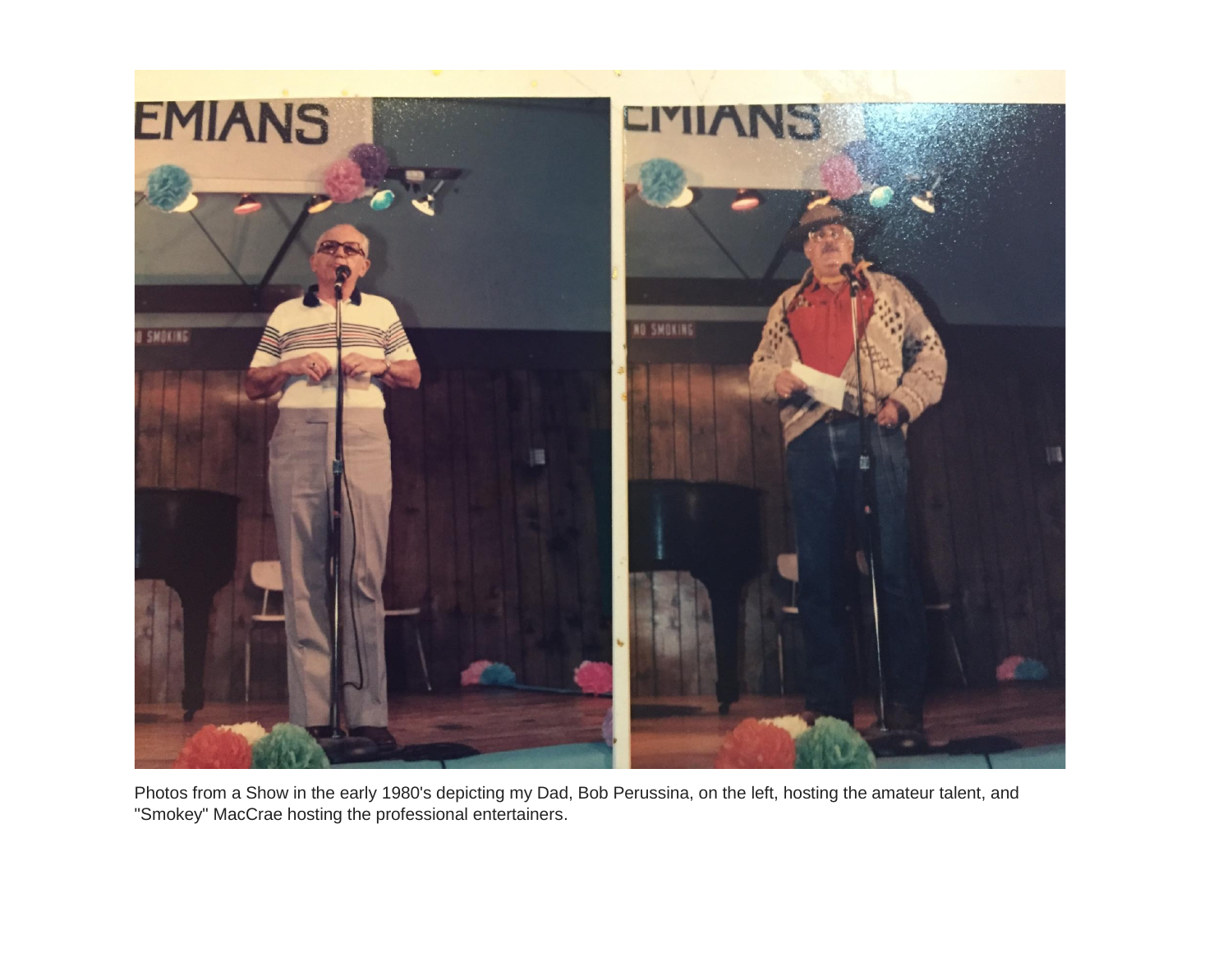Photos from a Show in the early 1980's depicting my Dad, Bob Perussina, on the left, hosting the amateur talent, and "Smokey" MacCrae hosting the professional entertainers.